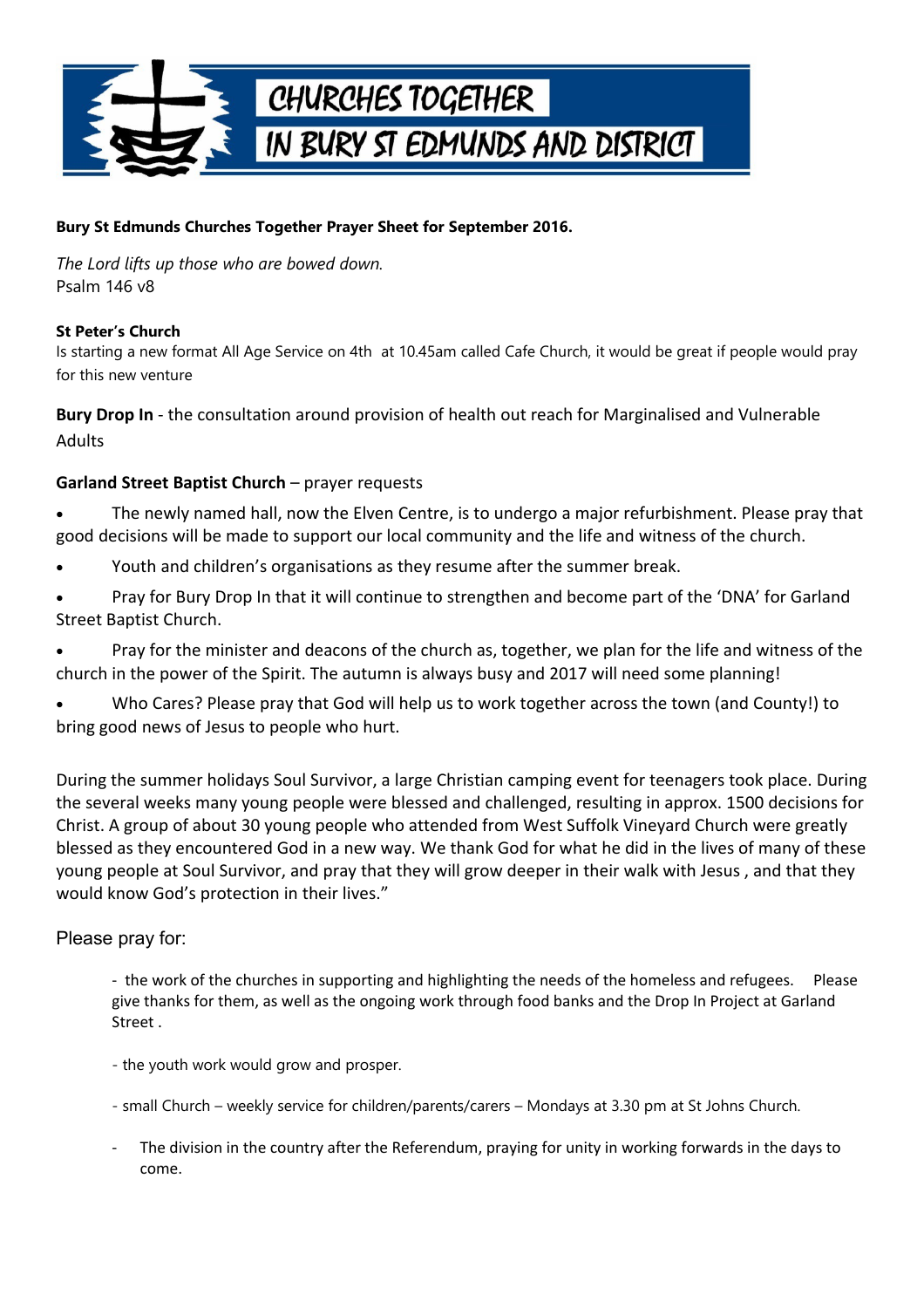CHURCHES TOGETHER IN BURY ST EDMUNDS AND DISTRICT

**Bury St Edmunds Churches Together Prayer Sheet for September 2016.**

*The Lord lifts up those who are bowed down.*
Psalm 146 v8

**St Peter's Church**
Is starting a new format All Age Service on 4th at 10.45am called Cafe Church, it would be great if people would pray for this new venture

**Bury Drop In** - the consultation around provision of health out reach for Marginalised and Vulnerable Adults

**Garland Street Baptist Church** – prayer requests

- The newly named hall, now the Elven Centre, is to undergo a major refurbishment. Please pray that good decisions will be made to support our local community and the life and witness of the church.
- Youth and children's organisations as they resume after the summer break.
- Pray for Bury Drop In that it will continue to strengthen and become part of the 'DNA' for Garland Street Baptist Church.
- Pray for the minister and deacons of the church as, together, we plan for the life and witness of the church in the power of the Spirit. The autumn is always busy and 2017 will need some planning!
- Who Cares? Please pray that God will help us to work together across the town (and County!) to bring good news of Jesus to people who hurt.

During the summer holidays Soul Survivor, a large Christian camping event for teenagers took place. During the several weeks many young people were blessed and challenged, resulting in approx. 1500 decisions for Christ. A group of about 30 young people who attended from West Suffolk Vineyard Church were greatly blessed as they encountered God in a new way. We thank God for what he did in the lives of many of these young people at Soul Survivor, and pray that they will grow deeper in their walk with Jesus , and that they would know God's protection in their lives."

Please pray for:

- the work of the churches in supporting and highlighting the needs of the homeless and refugees. Please give thanks for them, as well as the ongoing work through food banks and the Drop In Project at Garland Street .
- the youth work would grow and prosper.
- small Church – weekly service for children/parents/carers – Mondays at 3.30 pm at St Johns Church.
- The division in the country after the Referendum, praying for unity in working forwards in the days to come.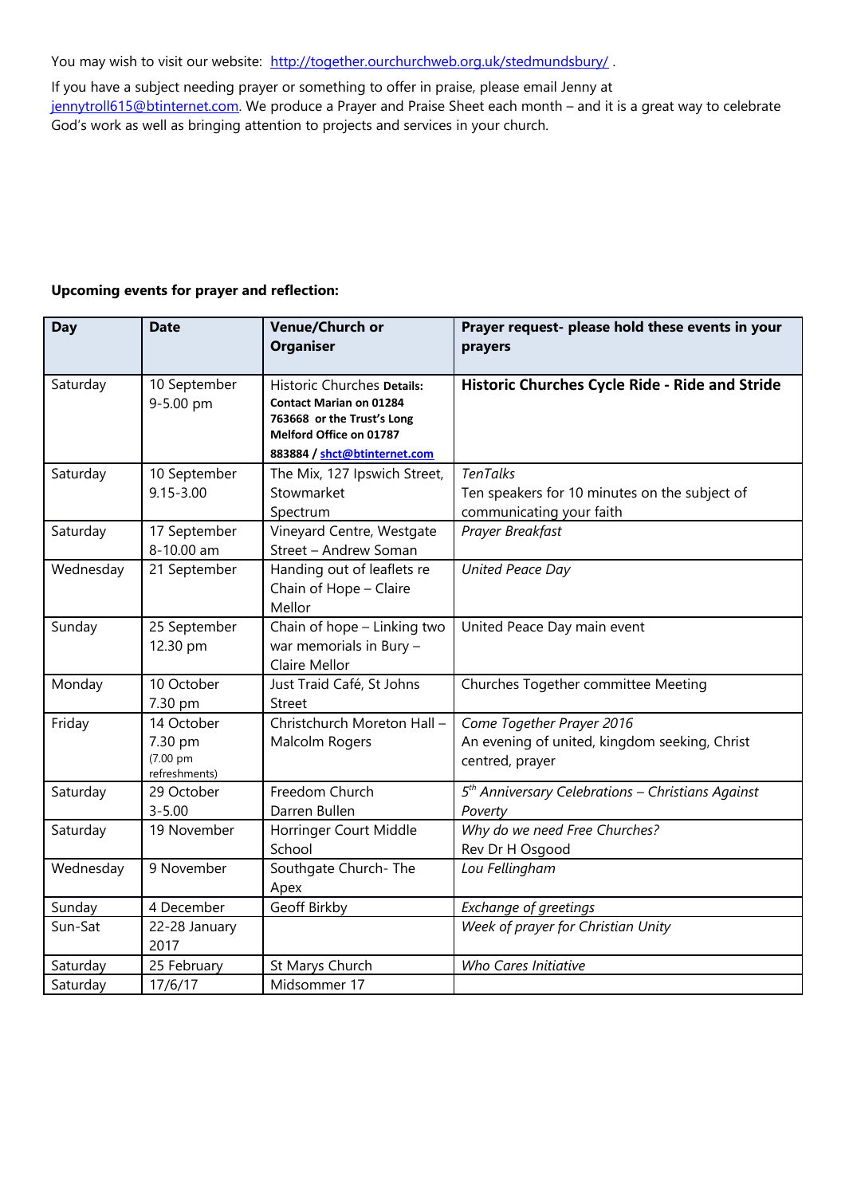You may wish to visit our website: http://together.ourchurchweb.org.uk/stedmundsbury/ .

If you have a subject needing prayer or something to offer in praise, please email Jenny at jennytroll615@btinternet.com. We produce a Prayer and Praise Sheet each month – and it is a great way to celebrate God's work as well as bringing attention to projects and services in your church.

**Upcoming events for prayer and reflection:**

| **Day** | **Date** | **Venue/Church or Organiser** | **Prayer request- please hold these events in your prayers** |
|---|---|---|---|
| Saturday | 10 September 9-5.00 pm | Historic Churches **Details: Contact Marian on 01284 763668 or the Trust's Long Melford Office on 01787 883884 / shct@btinternet.com** | **Historic Churches Cycle Ride - Ride and Stride** |
| Saturday | 10 September 9.15-3.00 | The Mix, 127 Ipswich Street, Stowmarket Spectrum | *TenTalks* Ten speakers for 10 minutes on the subject of communicating your faith |
| Saturday | 17 September 8-10.00 am | Vineyard Centre, Westgate Street – Andrew Soman | *Prayer Breakfast* |
| Wednesday | 21 September | Handing out of leaflets re Chain of Hope – Claire Mellor | *United Peace Day* |
| Sunday | 25 September 12.30 pm | Chain of hope – Linking two war memorials in Bury – Claire Mellor | United Peace Day main event |
| Monday | 10 October 7.30 pm | Just Traid Café, St Johns Street | Churches Together committee Meeting |
| Friday | 14 October 7.30 pm (7.00 pm refreshments) | Christchurch Moreton Hall – Malcolm Rogers | *Come Together Prayer 2016* An evening of united, kingdom seeking, Christ centred, prayer |
| Saturday | 29 October 3-5.00 | Freedom Church Darren Bullen | *5th Anniversary Celebrations – Christians Against Poverty* |
| Saturday | 19 November | Horringer Court Middle School | *Why do we need Free Churches?* Rev Dr H Osgood |
| Wednesday | 9 November | Southgate Church- The Apex | *Lou Fellingham* |
| Sunday | 4 December | Geoff Birkby | *Exchange of greetings* |
| Sun-Sat | 22-28 January 2017 | | *Week of prayer for Christian Unity* |
| Saturday | 25 February | St Marys Church | *Who Cares Initiative* |
| Saturday | 17/6/17 | Midsommer 17 | |